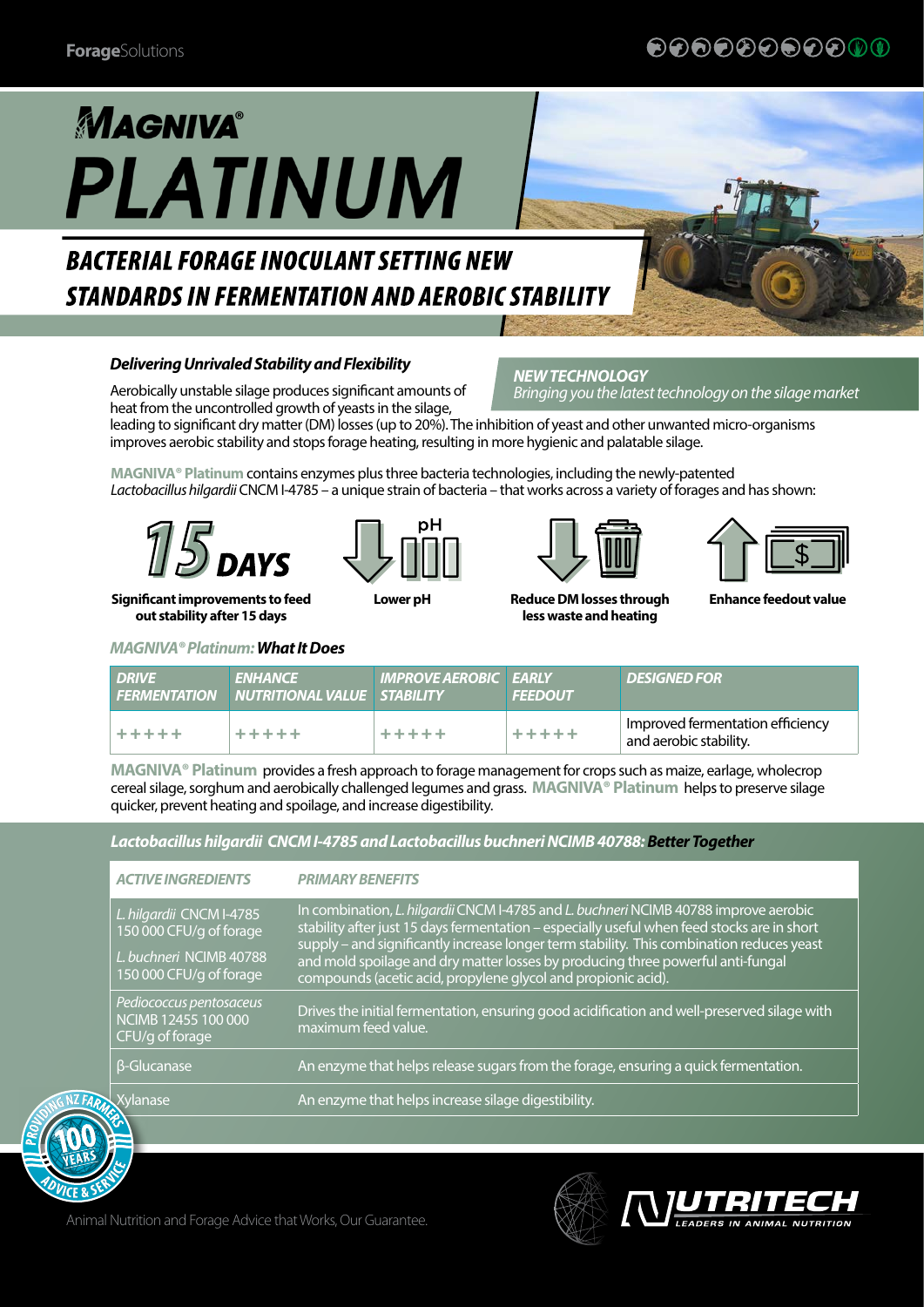# MAGNIVA® PLATINUM

## BACTERIAL FORAGE INOCULANT SETTING NEW STANDARDS IN FERMENTATION AND AEROBIC STABILITY

### *Delivering Unrivaled Stability and Flexibility*

*NEW TECHNOLOGY*
*Bringing you the latest technology on the silage market*

Aerobically unstable silage produces significant amounts of heat from the uncontrolled growth of yeasts in the silage, leading to significant dry matter (DM) losses (up to 20%). The inhibition of yeast and other unwanted micro-organisms improves aerobic stability and stops forage heating, resulting in more hygienic and palatable silage.

**MAGNIVA® Platinum** contains enzymes plus three bacteria technologies, including the newly-patented *Lactobacillus hilgardii* CNCM I-4785 – a unique strain of bacteria – that works across a variety of forages and has shown:

- **15 DAYS** – Significant improvements to feed out stability after 15 days
- **Lower pH**
- **Reduce DM losses through less waste and heating**
- **Enhance feedout value**

### *MAGNIVA® Platinum: What It Does*

| DRIVE FERMENTATION | ENHANCE NUTRITIONAL VALUE | IMPROVE AEROBIC STABILITY | EARLY FEEDOUT | DESIGNED FOR |
|---|---|---|---|---|
| +++++ | +++++ | +++++ | +++++ | Improved fermentation efficiency and aerobic stability. |

**MAGNIVA® Platinum** provides a fresh approach to forage management for crops such as maize, earlage, wholecrop cereal silage, sorghum and aerobically challenged legumes and grass. **MAGNIVA® Platinum** helps to preserve silage quicker, prevent heating and spoilage, and increase digestibility.

### *Lactobacillus hilgardii CNCM I-4785 and Lactobacillus buchneri NCIMB 40788: Better Together*

| ACTIVE INGREDIENTS | PRIMARY BENEFITS |
|---|---|
| *L. hilgardii* CNCM I-4785 150 000 CFU/g of forage<br>*L. buchneri* NCIMB 40788 150 000 CFU/g of forage | In combination, *L. hilgardii* CNCM I-4785 and *L. buchneri* NCIMB 40788 improve aerobic stability after just 15 days fermentation – especially useful when feed stocks are in short supply – and significantly increase longer term stability. This combination reduces yeast and mold spoilage and dry matter losses by producing three powerful anti-fungal compounds (acetic acid, propylene glycol and propionic acid). |
| *Pediococcus pentosaceus* NCIMB 12455 100 000 CFU/g of forage | Drives the initial fermentation, ensuring good acidification and well-preserved silage with maximum feed value. |
| β-Glucanase | An enzyme that helps release sugars from the forage, ensuring a quick fermentation. |
| Xylanase | An enzyme that helps increase silage digestibility. |

Animal Nutrition and Forage Advice that Works, Our Guarantee.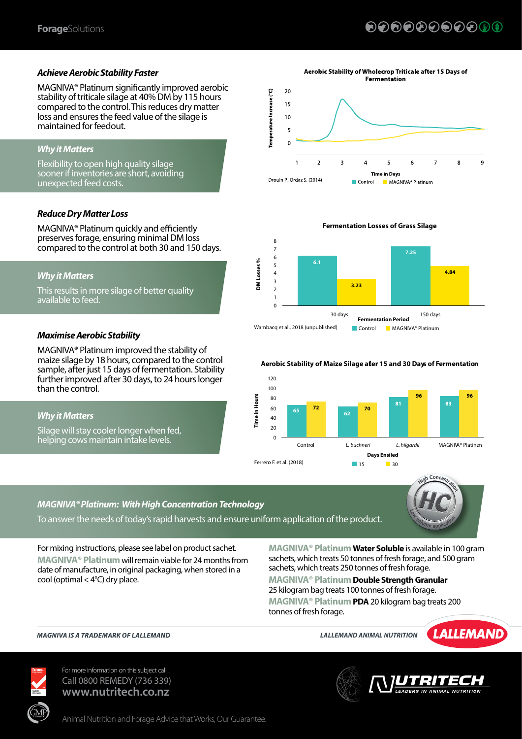### Achieve Aerobic Stability Faster

MAGNIVA® Platinum significantly improved aerobic stability of triticale silage at 40% DM by 115 hours compared to the control. This reduces dry matter loss and ensures the feed value of the silage is maintained for feedout.

#### Why it Matters

Flexibility to open high quality silage sooner if inventories are short, avoiding unexpected feed costs.

Aerobic Stability of Wholecrop Triticale after 15 Days of Fermentation

Temperature Increase (°C)

20
15
10
5
0

1 2 3 4 5 6 7 8 9

Time in Days

Drouin P., Ordaz S. (2014)

Control MAGNIVA® Platinum

### Reduce Dry Matter Loss

MAGNIVA® Platinum quickly and efficiently preserves forage, ensuring minimal DM loss compared to the control at both 30 and 150 days.

#### Why it Matters

This results in more silage of better quality available to feed.

Fermentation Losses of Grass Silage

DM Losses %

8
7
6
5
4
3
2
1
0

6.1
3.23
7.25
4.84

30 days 150 days

Fermentation Period

Wambacq et al., 2018 (unpublished)

Control MAGNIVA® Platinum

### Maximise Aerobic Stability

MAGNIVA® Platinum improved the stability of maize silage by 18 hours, compared to the control sample, after just 15 days of fermentation. Stability further improved after 30 days, to 24 hours longer than the control.

#### Why it Matters

Silage will stay cooler longer when fed, helping cows maintain intake levels.

Aerobic Stability of Maize Silage after 15 and 30 Days of Fermentation

Time in Hours

120
100
80
60
40
20
0

65 72
62 70
81 96
83 96

Control *L. buchneri* *L. hilgardii* MAGNIVA® Platinum

Days Ensiled

Ferrero F. et al. (2018)

15 30

### MAGNIVA® Platinum: With High Concentration Technology

To answer the needs of today's rapid harvests and ensure uniform application of the product.

High Concentration
HC
Low volume application

For mixing instructions, please see label on product sachet.

**MAGNIVA® Platinum** will remain viable for 24 months from date of manufacture, in original packaging, when stored in a cool (optimal < 4°C) dry place.

**MAGNIVA® Platinum Water Soluble** is available in 100 gram sachets, which treats 50 tonnes of fresh forage, and 500 gram sachets, which treats 250 tonnes of fresh forage.

**MAGNIVA® Platinum Double Strength Granular**
25 kilogram bag treats 100 tonnes of fresh forage.

**MAGNIVA® Platinum PDA** 20 kilogram bag treats 200 tonnes of fresh forage.

*MAGNIVA IS A TRADEMARK OF LALLEMAND*

*LALLEMAND ANIMAL NUTRITION*

LALLEMAND

For more information on this subject call...
Call 0800 REMEDY (736 339)
**www.nutritech.co.nz**

NUTRITECH
LEADERS IN ANIMAL NUTRITION

Animal Nutrition and Forage Advice that Works, Our Guarantee.